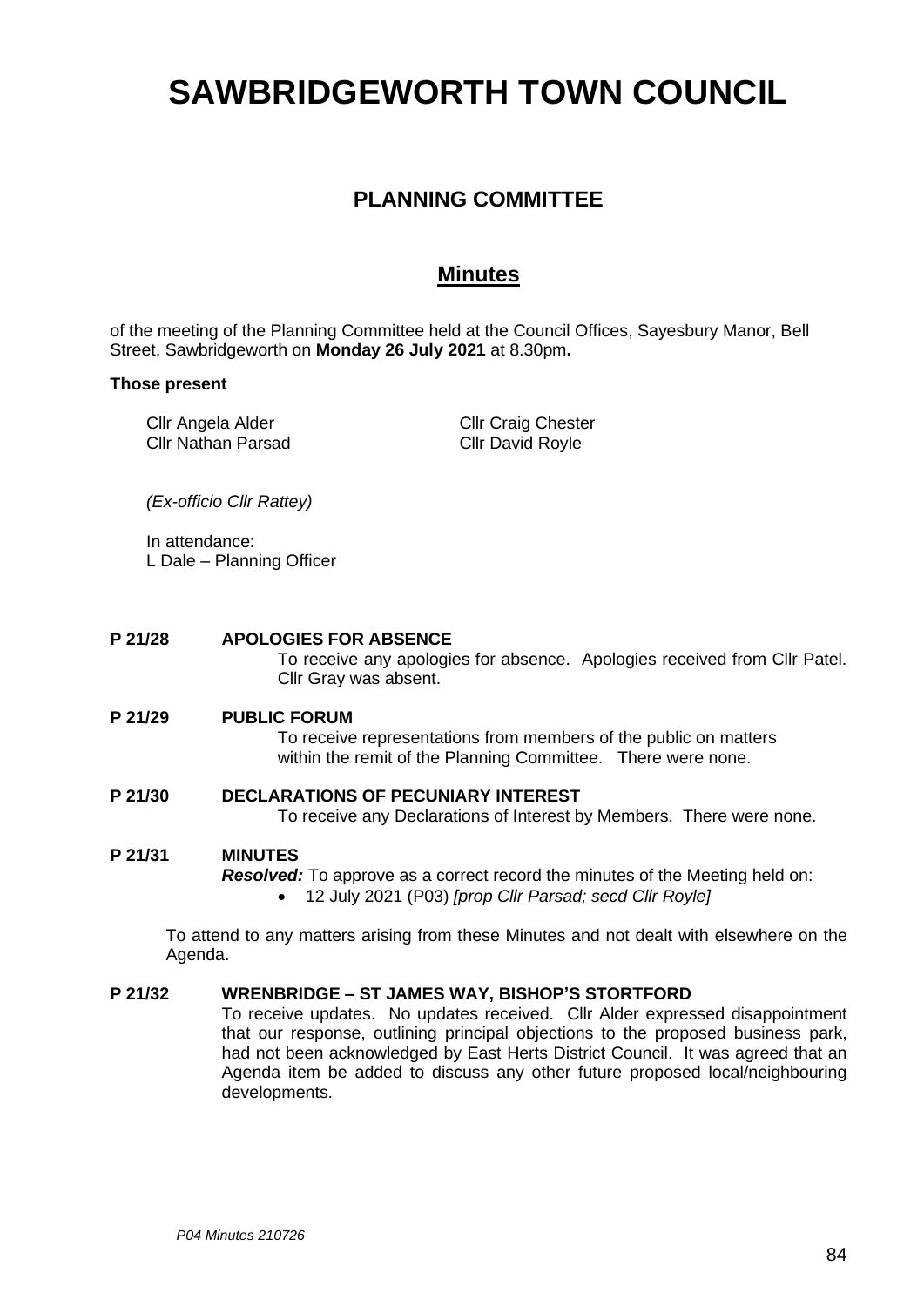# SAWBRIDGEWORTH TOWN COUNCIL

## PLANNING COMMITTEE

## Minutes

of the meeting of the Planning Committee held at the Council Offices, Sayesbury Manor, Bell Street, Sawbridgeworth on **Monday 26 July 2021** at 8.30pm**.**

**Those present**

Cllr Angela Alder
Cllr Craig Chester
Cllr Nathan Parsad
Cllr David Royle

*(Ex-officio Cllr Rattey)*

In attendance:
L Dale – Planning Officer

**P 21/28 APOLOGIES FOR ABSENCE**

To receive any apologies for absence. Apologies received from Cllr Patel. Cllr Gray was absent.

**P 21/29 PUBLIC FORUM**

To receive representations from members of the public on matters within the remit of the Planning Committee. There were none.

**P 21/30 DECLARATIONS OF PECUNIARY INTEREST**

To receive any Declarations of Interest by Members. There were none.

**P 21/31 MINUTES**

***Resolved:*** To approve as a correct record the minutes of the Meeting held on:

- 12 July 2021 (P03) *[prop Cllr Parsad; secd Cllr Royle]*

To attend to any matters arising from these Minutes and not dealt with elsewhere on the Agenda.

**P 21/32 WRENBRIDGE – ST JAMES WAY, BISHOP'S STORTFORD**

To receive updates. No updates received. Cllr Alder expressed disappointment that our response, outlining principal objections to the proposed business park, had not been acknowledged by East Herts District Council. It was agreed that an Agenda item be added to discuss any other future proposed local/neighbouring developments.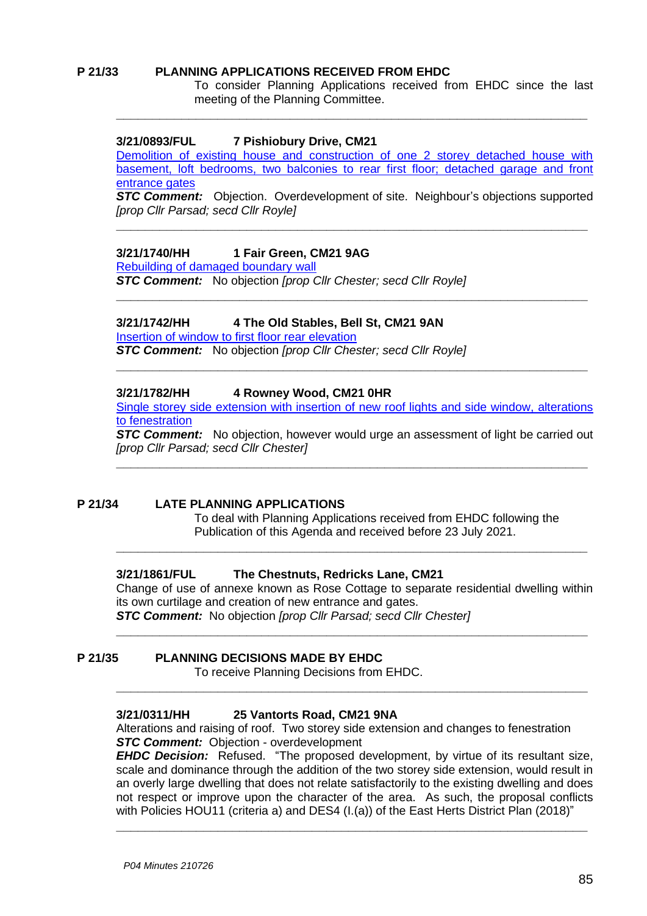**P 21/33 PLANNING APPLICATIONS RECEIVED FROM EHDC**

To consider Planning Applications received from EHDC since the last meeting of the Planning Committee.

---

**3/21/0893/FUL 7 Pishiobury Drive, CM21**

Demolition of existing house and construction of one 2 storey detached house with basement, loft bedrooms, two balconies to rear first floor; detached garage and front entrance gates

***STC Comment:*** Objection. Overdevelopment of site. Neighbour's objections supported *[prop Cllr Parsad; secd Cllr Royle]*

---

**3/21/1740/HH 1 Fair Green, CM21 9AG**

Rebuilding of damaged boundary wall

***STC Comment:*** No objection *[prop Cllr Chester; secd Cllr Royle]*

---

**3/21/1742/HH 4 The Old Stables, Bell St, CM21 9AN**

Insertion of window to first floor rear elevation

***STC Comment:*** No objection *[prop Cllr Chester; secd Cllr Royle]*

---

**3/21/1782/HH 4 Rowney Wood, CM21 0HR**

Single storey side extension with insertion of new roof lights and side window, alterations to fenestration

***STC Comment:*** No objection, however would urge an assessment of light be carried out *[prop Cllr Parsad; secd Cllr Chester]*

---

**P 21/34 LATE PLANNING APPLICATIONS**

To deal with Planning Applications received from EHDC following the Publication of this Agenda and received before 23 July 2021.

---

**3/21/1861/FUL The Chestnuts, Redricks Lane, CM21**

Change of use of annexe known as Rose Cottage to separate residential dwelling within its own curtilage and creation of new entrance and gates.

***STC Comment:*** No objection *[prop Cllr Parsad; secd Cllr Chester]*

---

**P 21/35 PLANNING DECISIONS MADE BY EHDC**

To receive Planning Decisions from EHDC.

---

**3/21/0311/HH 25 Vantorts Road, CM21 9NA**

Alterations and raising of roof. Two storey side extension and changes to fenestration

***STC Comment:*** Objection - overdevelopment

***EHDC Decision:*** Refused. "The proposed development, by virtue of its resultant size, scale and dominance through the addition of the two storey side extension, would result in an overly large dwelling that does not relate satisfactorily to the existing dwelling and does not respect or improve upon the character of the area. As such, the proposal conflicts with Policies HOU11 (criteria a) and DES4 (I.(a)) of the East Herts District Plan (2018)"

---

*P04 Minutes 210726*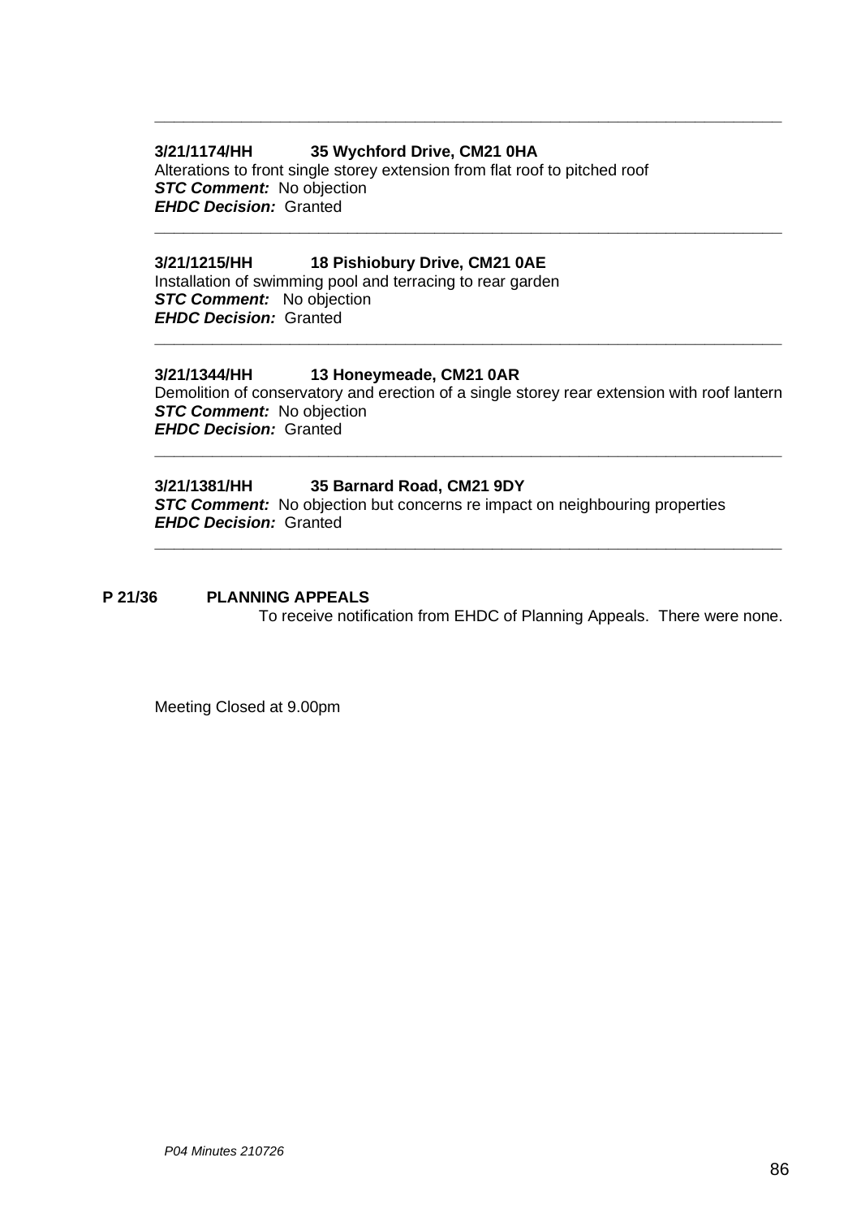---

**3/21/1174/HH 35 Wychford Drive, CM21 0HA**
Alterations to front single storey extension from flat roof to pitched roof
***STC Comment:*** No objection
***EHDC Decision:*** Granted

---

**3/21/1215/HH 18 Pishiobury Drive, CM21 0AE**
Installation of swimming pool and terracing to rear garden
***STC Comment:*** No objection
***EHDC Decision:*** Granted

---

**3/21/1344/HH 13 Honeymeade, CM21 0AR**
Demolition of conservatory and erection of a single storey rear extension with roof lantern
***STC Comment:*** No objection
***EHDC Decision:*** Granted

---

**3/21/1381/HH 35 Barnard Road, CM21 9DY**
***STC Comment:*** No objection but concerns re impact on neighbouring properties
***EHDC Decision:*** Granted

---

**P 21/36 PLANNING APPEALS**

To receive notification from EHDC of Planning Appeals. There were none.

Meeting Closed at 9.00pm

*P04 Minutes 210726*